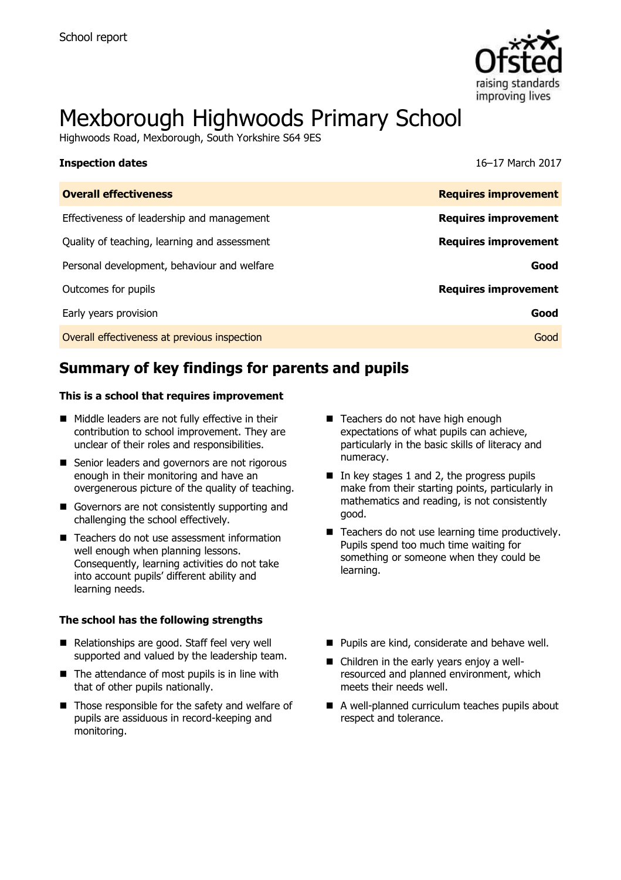School report

# Mexborough Highwoods Primary School

Highwoods Road, Mexborough, South Yorkshire S64 9ES

**Inspection dates** 16–17 March 2017

| **Overall effectiveness** | **Requires improvement** |
| --- | --- |
| Effectiveness of leadership and management | **Requires improvement** |
| Quality of teaching, learning and assessment | **Requires improvement** |
| Personal development, behaviour and welfare | **Good** |
| Outcomes for pupils | **Requires improvement** |
| Early years provision | **Good** |
| Overall effectiveness at previous inspection | Good |

## Summary of key findings for parents and pupils

**This is a school that requires improvement**

- Middle leaders are not fully effective in their contribution to school improvement. They are unclear of their roles and responsibilities.
- Senior leaders and governors are not rigorous enough in their monitoring and have an overgenerous picture of the quality of teaching.
- Governors are not consistently supporting and challenging the school effectively.
- Teachers do not use assessment information well enough when planning lessons. Consequently, learning activities do not take into account pupils' different ability and learning needs.
- Teachers do not have high enough expectations of what pupils can achieve, particularly in the basic skills of literacy and numeracy.
- In key stages 1 and 2, the progress pupils make from their starting points, particularly in mathematics and reading, is not consistently good.
- Teachers do not use learning time productively. Pupils spend too much time waiting for something or someone when they could be learning.

**The school has the following strengths**

- Relationships are good. Staff feel very well supported and valued by the leadership team.
- The attendance of most pupils is in line with that of other pupils nationally.
- Those responsible for the safety and welfare of pupils are assiduous in record-keeping and monitoring.
- Pupils are kind, considerate and behave well.
- Children in the early years enjoy a well-resourced and planned environment, which meets their needs well.
- A well-planned curriculum teaches pupils about respect and tolerance.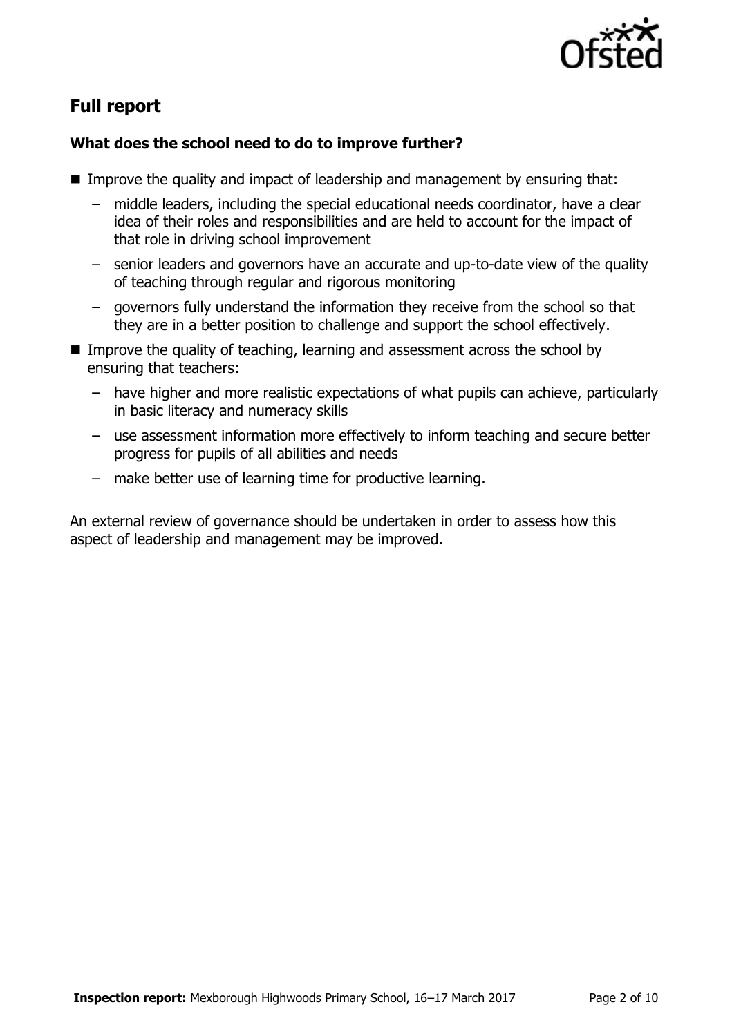## Full report

### What does the school need to do to improve further?

- Improve the quality and impact of leadership and management by ensuring that:
  - middle leaders, including the special educational needs coordinator, have a clear idea of their roles and responsibilities and are held to account for the impact of that role in driving school improvement
  - senior leaders and governors have an accurate and up-to-date view of the quality of teaching through regular and rigorous monitoring
  - governors fully understand the information they receive from the school so that they are in a better position to challenge and support the school effectively.
- Improve the quality of teaching, learning and assessment across the school by ensuring that teachers:
  - have higher and more realistic expectations of what pupils can achieve, particularly in basic literacy and numeracy skills
  - use assessment information more effectively to inform teaching and secure better progress for pupils of all abilities and needs
  - make better use of learning time for productive learning.

An external review of governance should be undertaken in order to assess how this aspect of leadership and management may be improved.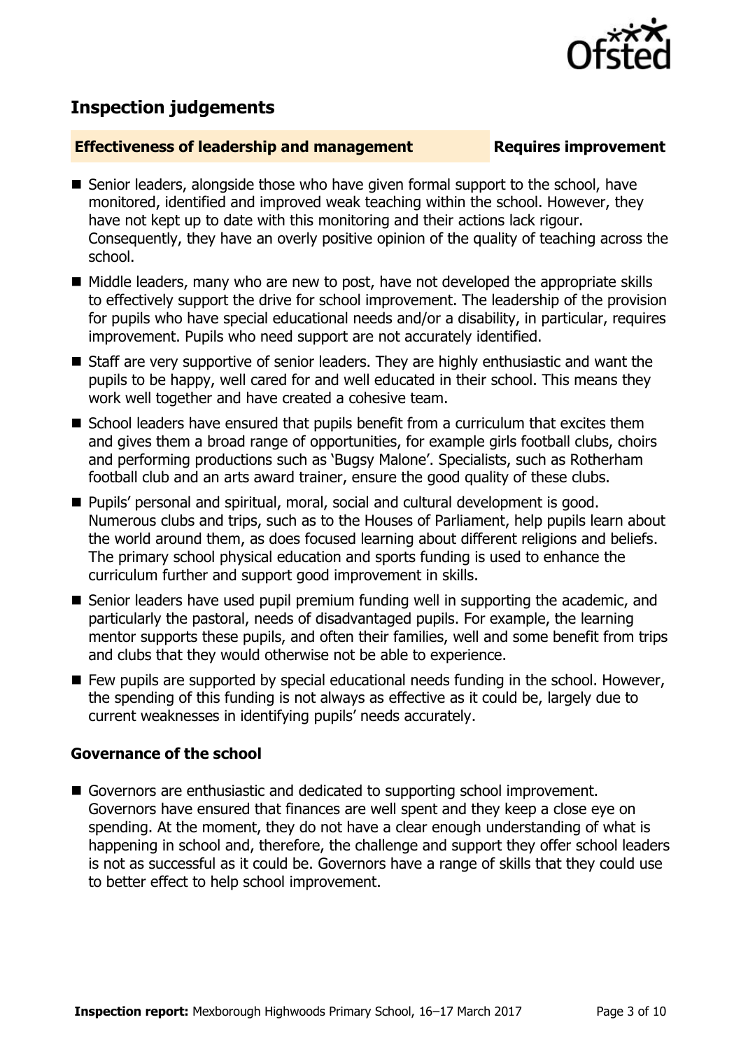## Inspection judgements

**Effectiveness of leadership and management** **Requires improvement**

- Senior leaders, alongside those who have given formal support to the school, have monitored, identified and improved weak teaching within the school. However, they have not kept up to date with this monitoring and their actions lack rigour. Consequently, they have an overly positive opinion of the quality of teaching across the school.
- Middle leaders, many who are new to post, have not developed the appropriate skills to effectively support the drive for school improvement. The leadership of the provision for pupils who have special educational needs and/or a disability, in particular, requires improvement. Pupils who need support are not accurately identified.
- Staff are very supportive of senior leaders. They are highly enthusiastic and want the pupils to be happy, well cared for and well educated in their school. This means they work well together and have created a cohesive team.
- School leaders have ensured that pupils benefit from a curriculum that excites them and gives them a broad range of opportunities, for example girls football clubs, choirs and performing productions such as 'Bugsy Malone'. Specialists, such as Rotherham football club and an arts award trainer, ensure the good quality of these clubs.
- Pupils' personal and spiritual, moral, social and cultural development is good. Numerous clubs and trips, such as to the Houses of Parliament, help pupils learn about the world around them, as does focused learning about different religions and beliefs. The primary school physical education and sports funding is used to enhance the curriculum further and support good improvement in skills.
- Senior leaders have used pupil premium funding well in supporting the academic, and particularly the pastoral, needs of disadvantaged pupils. For example, the learning mentor supports these pupils, and often their families, well and some benefit from trips and clubs that they would otherwise not be able to experience.
- Few pupils are supported by special educational needs funding in the school. However, the spending of this funding is not always as effective as it could be, largely due to current weaknesses in identifying pupils' needs accurately.

### Governance of the school

- Governors are enthusiastic and dedicated to supporting school improvement. Governors have ensured that finances are well spent and they keep a close eye on spending. At the moment, they do not have a clear enough understanding of what is happening in school and, therefore, the challenge and support they offer school leaders is not as successful as it could be. Governors have a range of skills that they could use to better effect to help school improvement.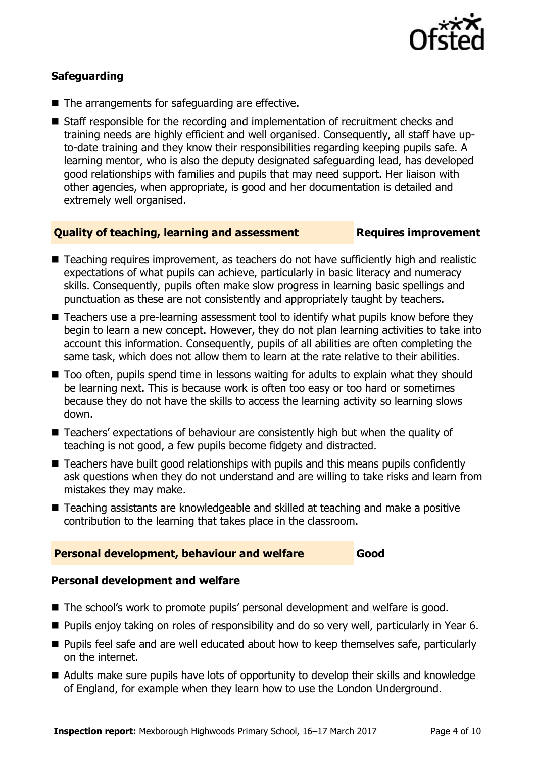### Safeguarding

- The arrangements for safeguarding are effective.
- Staff responsible for the recording and implementation of recruitment checks and training needs are highly efficient and well organised. Consequently, all staff have up-to-date training and they know their responsibilities regarding keeping pupils safe. A learning mentor, who is also the deputy designated safeguarding lead, has developed good relationships with families and pupils that may need support. Her liaison with other agencies, when appropriate, is good and her documentation is detailed and extremely well organised.

## Quality of teaching, learning and assessment — Requires improvement

- Teaching requires improvement, as teachers do not have sufficiently high and realistic expectations of what pupils can achieve, particularly in basic literacy and numeracy skills. Consequently, pupils often make slow progress in learning basic spellings and punctuation as these are not consistently and appropriately taught by teachers.
- Teachers use a pre-learning assessment tool to identify what pupils know before they begin to learn a new concept. However, they do not plan learning activities to take into account this information. Consequently, pupils of all abilities are often completing the same task, which does not allow them to learn at the rate relative to their abilities.
- Too often, pupils spend time in lessons waiting for adults to explain what they should be learning next. This is because work is often too easy or too hard or sometimes because they do not have the skills to access the learning activity so learning slows down.
- Teachers' expectations of behaviour are consistently high but when the quality of teaching is not good, a few pupils become fidgety and distracted.
- Teachers have built good relationships with pupils and this means pupils confidently ask questions when they do not understand and are willing to take risks and learn from mistakes they may make.
- Teaching assistants are knowledgeable and skilled at teaching and make a positive contribution to the learning that takes place in the classroom.

## Personal development, behaviour and welfare — Good

### Personal development and welfare

- The school's work to promote pupils' personal development and welfare is good.
- Pupils enjoy taking on roles of responsibility and do so very well, particularly in Year 6.
- Pupils feel safe and are well educated about how to keep themselves safe, particularly on the internet.
- Adults make sure pupils have lots of opportunity to develop their skills and knowledge of England, for example when they learn how to use the London Underground.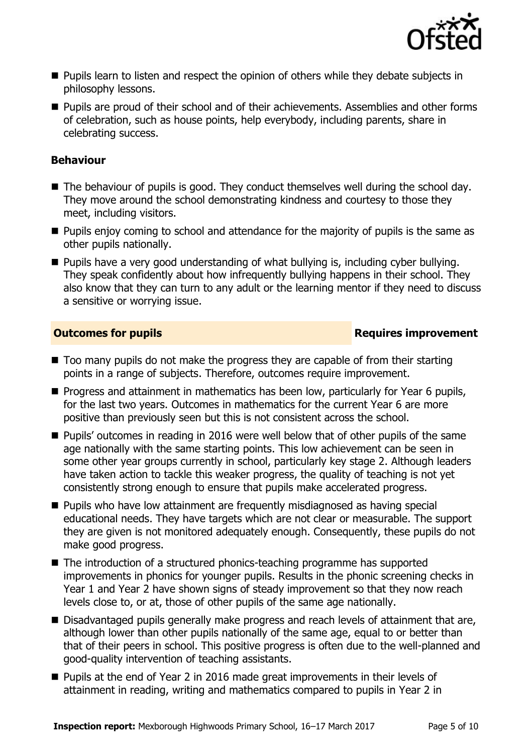- Pupils learn to listen and respect the opinion of others while they debate subjects in philosophy lessons.
- Pupils are proud of their school and of their achievements. Assemblies and other forms of celebration, such as house points, help everybody, including parents, share in celebrating success.

### Behaviour

- The behaviour of pupils is good. They conduct themselves well during the school day. They move around the school demonstrating kindness and courtesy to those they meet, including visitors.
- Pupils enjoy coming to school and attendance for the majority of pupils is the same as other pupils nationally.
- Pupils have a very good understanding of what bullying is, including cyber bullying. They speak confidently about how infrequently bullying happens in their school. They also know that they can turn to any adult or the learning mentor if they need to discuss a sensitive or worrying issue.

## Outcomes for pupils — Requires improvement

- Too many pupils do not make the progress they are capable of from their starting points in a range of subjects. Therefore, outcomes require improvement.
- Progress and attainment in mathematics has been low, particularly for Year 6 pupils, for the last two years. Outcomes in mathematics for the current Year 6 are more positive than previously seen but this is not consistent across the school.
- Pupils' outcomes in reading in 2016 were well below that of other pupils of the same age nationally with the same starting points. This low achievement can be seen in some other year groups currently in school, particularly key stage 2. Although leaders have taken action to tackle this weaker progress, the quality of teaching is not yet consistently strong enough to ensure that pupils make accelerated progress.
- Pupils who have low attainment are frequently misdiagnosed as having special educational needs. They have targets which are not clear or measurable. The support they are given is not monitored adequately enough. Consequently, these pupils do not make good progress.
- The introduction of a structured phonics-teaching programme has supported improvements in phonics for younger pupils. Results in the phonic screening checks in Year 1 and Year 2 have shown signs of steady improvement so that they now reach levels close to, or at, those of other pupils of the same age nationally.
- Disadvantaged pupils generally make progress and reach levels of attainment that are, although lower than other pupils nationally of the same age, equal to or better than that of their peers in school. This positive progress is often due to the well-planned and good-quality intervention of teaching assistants.
- Pupils at the end of Year 2 in 2016 made great improvements in their levels of attainment in reading, writing and mathematics compared to pupils in Year 2 in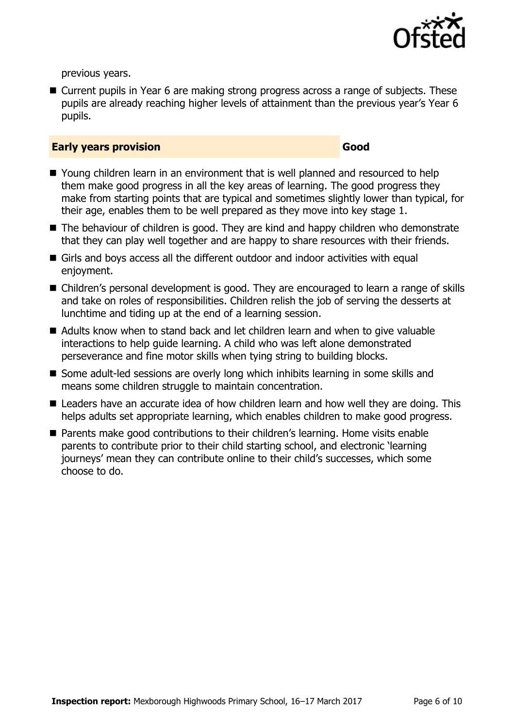previous years.

- Current pupils in Year 6 are making strong progress across a range of subjects. These pupils are already reaching higher levels of attainment than the previous year's Year 6 pupils.

## Early years provision — Good

- Young children learn in an environment that is well planned and resourced to help them make good progress in all the key areas of learning. The good progress they make from starting points that are typical and sometimes slightly lower than typical, for their age, enables them to be well prepared as they move into key stage 1.
- The behaviour of children is good. They are kind and happy children who demonstrate that they can play well together and are happy to share resources with their friends.
- Girls and boys access all the different outdoor and indoor activities with equal enjoyment.
- Children's personal development is good. They are encouraged to learn a range of skills and take on roles of responsibilities. Children relish the job of serving the desserts at lunchtime and tiding up at the end of a learning session.
- Adults know when to stand back and let children learn and when to give valuable interactions to help guide learning. A child who was left alone demonstrated perseverance and fine motor skills when tying string to building blocks.
- Some adult-led sessions are overly long which inhibits learning in some skills and means some children struggle to maintain concentration.
- Leaders have an accurate idea of how children learn and how well they are doing. This helps adults set appropriate learning, which enables children to make good progress.
- Parents make good contributions to their children's learning. Home visits enable parents to contribute prior to their child starting school, and electronic 'learning journeys' mean they can contribute online to their child's successes, which some choose to do.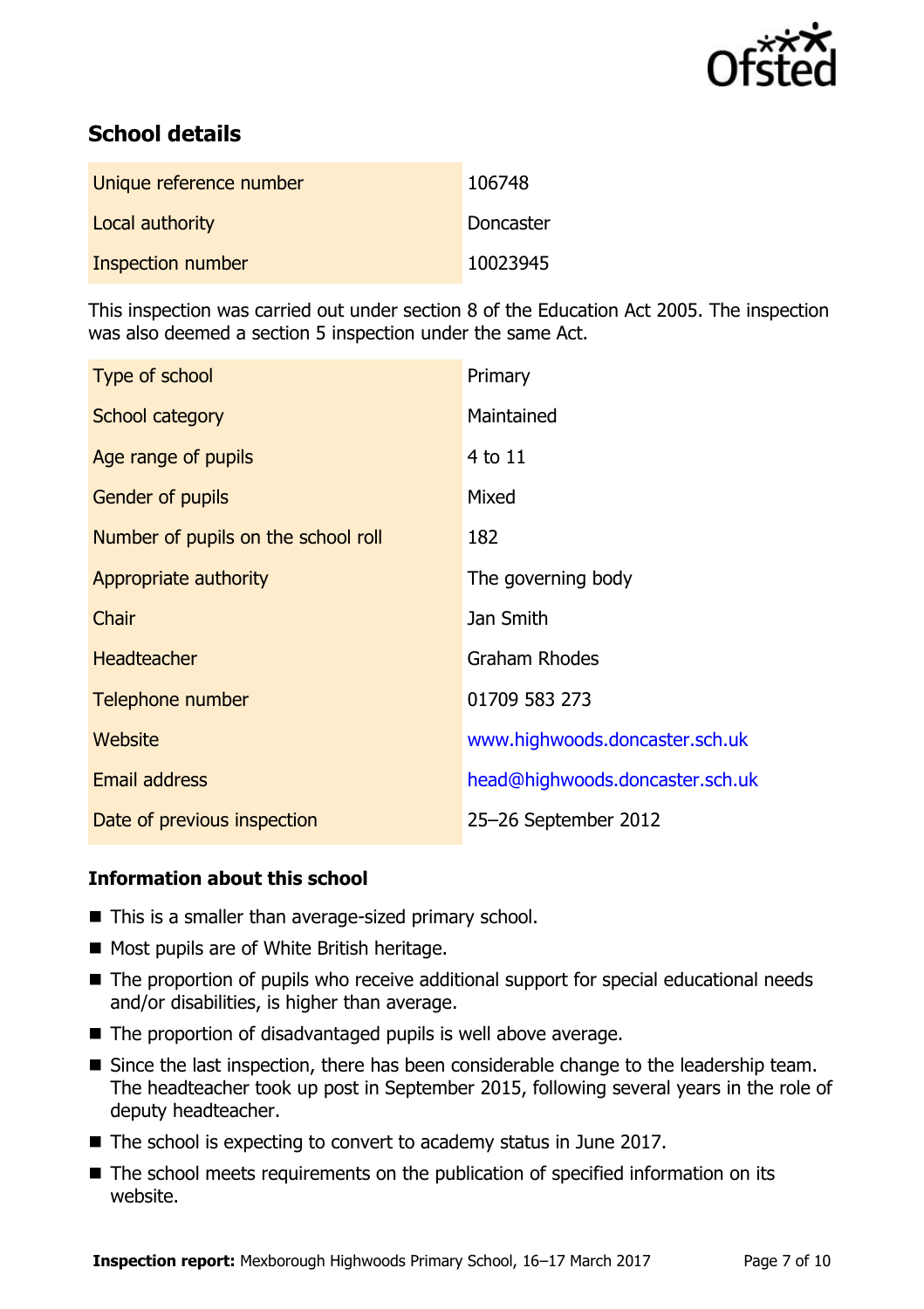## School details

| | |
|---|---|
| Unique reference number | 106748 |
| Local authority | Doncaster |
| Inspection number | 10023945 |

This inspection was carried out under section 8 of the Education Act 2005. The inspection was also deemed a section 5 inspection under the same Act.

| | |
|---|---|
| Type of school | Primary |
| School category | Maintained |
| Age range of pupils | 4 to 11 |
| Gender of pupils | Mixed |
| Number of pupils on the school roll | 182 |
| Appropriate authority | The governing body |
| Chair | Jan Smith |
| Headteacher | Graham Rhodes |
| Telephone number | 01709 583 273 |
| Website | www.highwoods.doncaster.sch.uk |
| Email address | head@highwoods.doncaster.sch.uk |
| Date of previous inspection | 25–26 September 2012 |

### Information about this school

- This is a smaller than average-sized primary school.
- Most pupils are of White British heritage.
- The proportion of pupils who receive additional support for special educational needs and/or disabilities, is higher than average.
- The proportion of disadvantaged pupils is well above average.
- Since the last inspection, there has been considerable change to the leadership team. The headteacher took up post in September 2015, following several years in the role of deputy headteacher.
- The school is expecting to convert to academy status in June 2017.
- The school meets requirements on the publication of specified information on its website.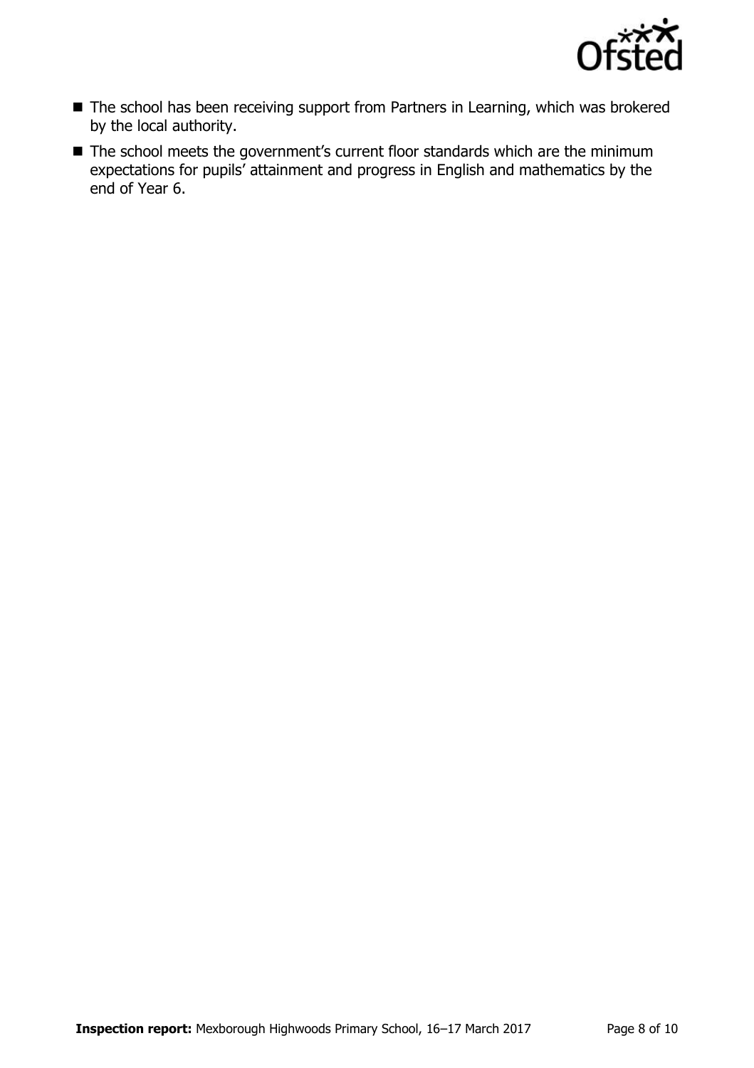- The school has been receiving support from Partners in Learning, which was brokered by the local authority.
- The school meets the government's current floor standards which are the minimum expectations for pupils' attainment and progress in English and mathematics by the end of Year 6.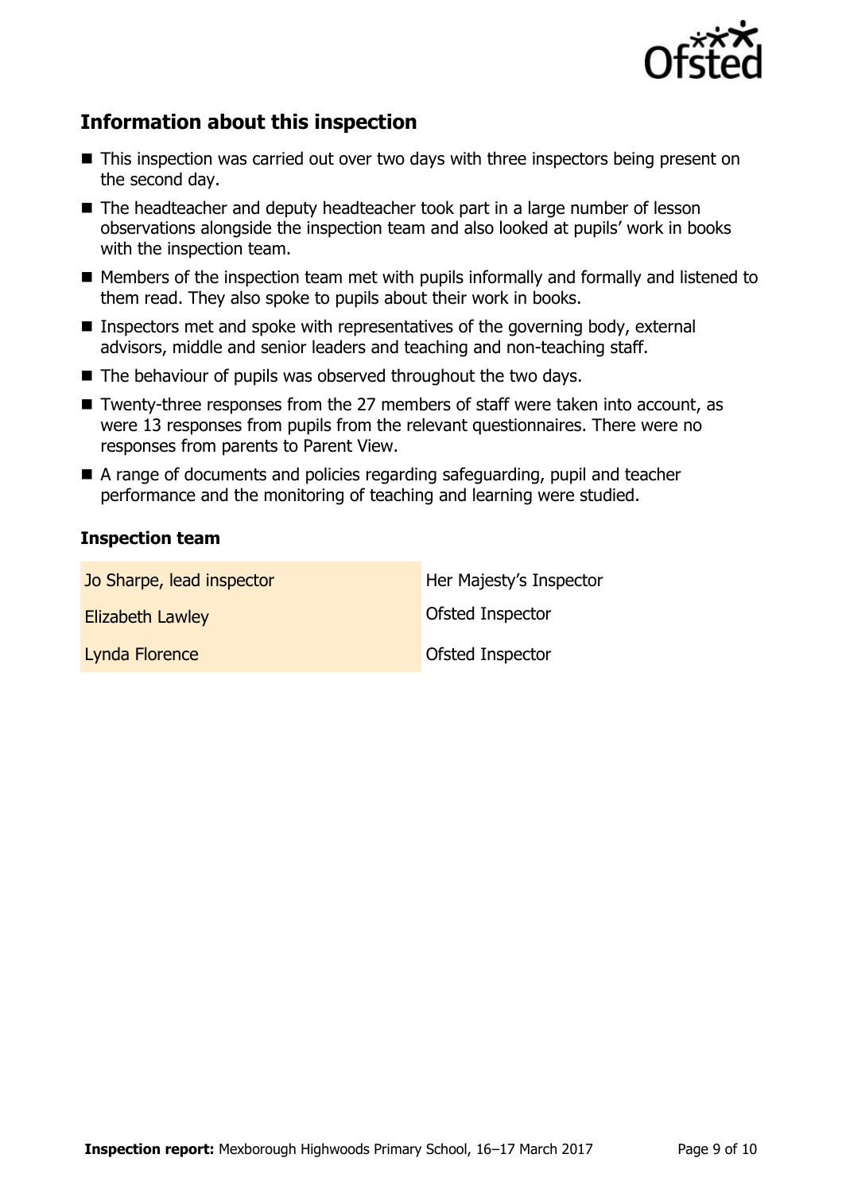## Information about this inspection

- This inspection was carried out over two days with three inspectors being present on the second day.
- The headteacher and deputy headteacher took part in a large number of lesson observations alongside the inspection team and also looked at pupils' work in books with the inspection team.
- Members of the inspection team met with pupils informally and formally and listened to them read. They also spoke to pupils about their work in books.
- Inspectors met and spoke with representatives of the governing body, external advisors, middle and senior leaders and teaching and non-teaching staff.
- The behaviour of pupils was observed throughout the two days.
- Twenty-three responses from the 27 members of staff were taken into account, as were 13 responses from pupils from the relevant questionnaires. There were no responses from parents to Parent View.
- A range of documents and policies regarding safeguarding, pupil and teacher performance and the monitoring of teaching and learning were studied.

### Inspection team

| | |
|---|---|
| Jo Sharpe, lead inspector | Her Majesty's Inspector |
| Elizabeth Lawley | Ofsted Inspector |
| Lynda Florence | Ofsted Inspector |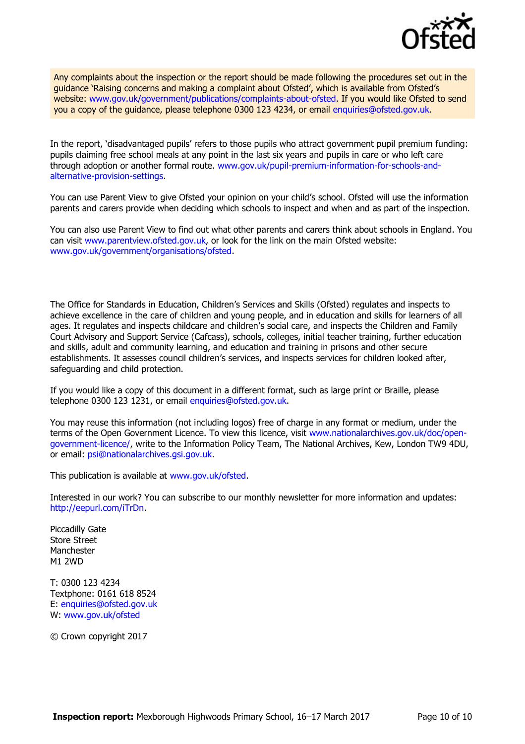Any complaints about the inspection or the report should be made following the procedures set out in the guidance 'Raising concerns and making a complaint about Ofsted', which is available from Ofsted's website: www.gov.uk/government/publications/complaints-about-ofsted. If you would like Ofsted to send you a copy of the guidance, please telephone 0300 123 4234, or email enquiries@ofsted.gov.uk.

In the report, 'disadvantaged pupils' refers to those pupils who attract government pupil premium funding: pupils claiming free school meals at any point in the last six years and pupils in care or who left care through adoption or another formal route. www.gov.uk/pupil-premium-information-for-schools-and-alternative-provision-settings.

You can use Parent View to give Ofsted your opinion on your child's school. Ofsted will use the information parents and carers provide when deciding which schools to inspect and when and as part of the inspection.

You can also use Parent View to find out what other parents and carers think about schools in England. You can visit www.parentview.ofsted.gov.uk, or look for the link on the main Ofsted website: www.gov.uk/government/organisations/ofsted.

The Office for Standards in Education, Children's Services and Skills (Ofsted) regulates and inspects to achieve excellence in the care of children and young people, and in education and skills for learners of all ages. It regulates and inspects childcare and children's social care, and inspects the Children and Family Court Advisory and Support Service (Cafcass), schools, colleges, initial teacher training, further education and skills, adult and community learning, and education and training in prisons and other secure establishments. It assesses council children's services, and inspects services for children looked after, safeguarding and child protection.

If you would like a copy of this document in a different format, such as large print or Braille, please telephone 0300 123 1231, or email enquiries@ofsted.gov.uk.

You may reuse this information (not including logos) free of charge in any format or medium, under the terms of the Open Government Licence. To view this licence, visit www.nationalarchives.gov.uk/doc/open-government-licence/, write to the Information Policy Team, The National Archives, Kew, London TW9 4DU, or email: psi@nationalarchives.gsi.gov.uk.

This publication is available at www.gov.uk/ofsted.

Interested in our work? You can subscribe to our monthly newsletter for more information and updates: http://eepurl.com/iTrDn.

Piccadilly Gate
Store Street
Manchester
M1 2WD

T: 0300 123 4234
Textphone: 0161 618 8524
E: enquiries@ofsted.gov.uk
W: www.gov.uk/ofsted

© Crown copyright 2017